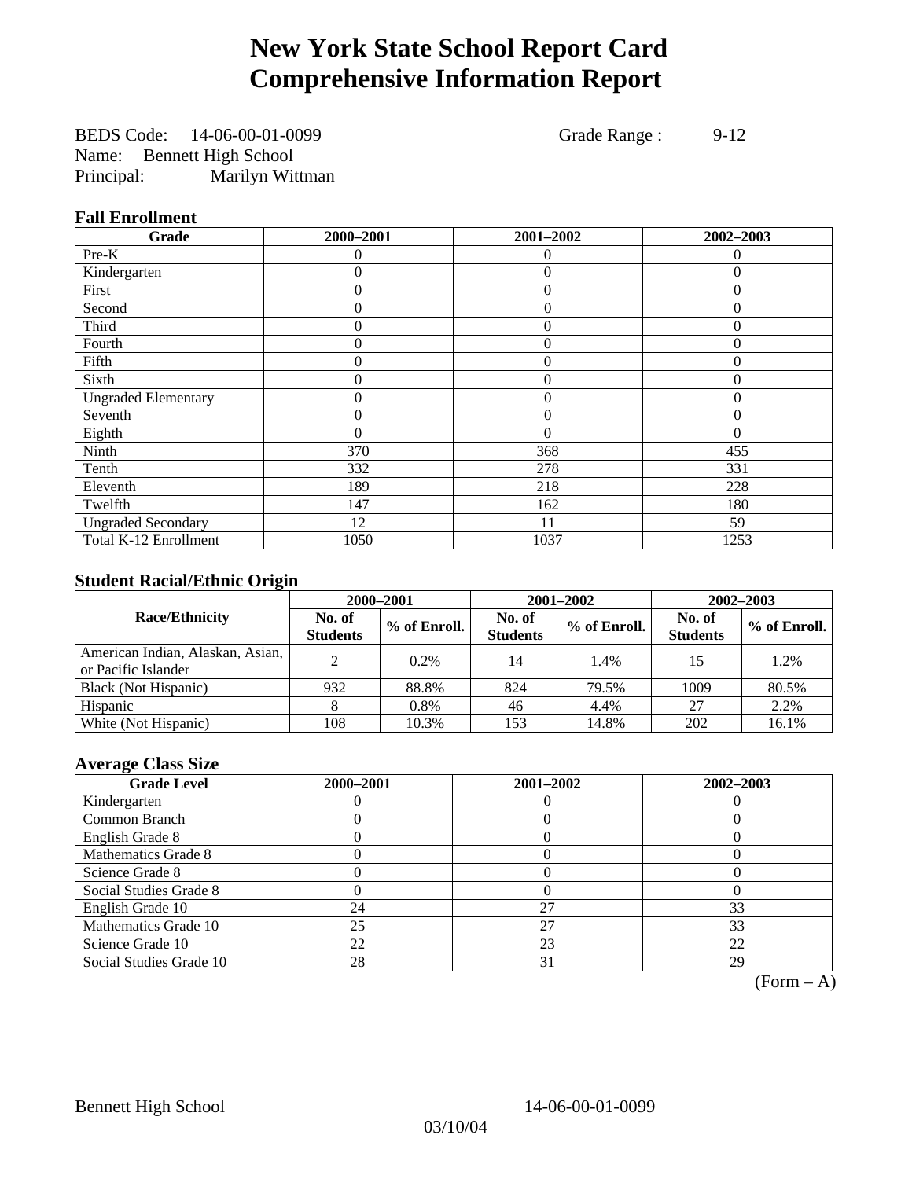# New York State School Report Card
# Comprehensive Information Report

BEDS Code: 14-06-00-01-0099 Grade Range : 9-12
Name: Bennett High School
Principal: Marilyn Wittman

### Fall Enrollment

| Grade | 2000–2001 | 2001–2002 | 2002–2003 |
|---|---|---|---|
| Pre-K | 0 | 0 | 0 |
| Kindergarten | 0 | 0 | 0 |
| First | 0 | 0 | 0 |
| Second | 0 | 0 | 0 |
| Third | 0 | 0 | 0 |
| Fourth | 0 | 0 | 0 |
| Fifth | 0 | 0 | 0 |
| Sixth | 0 | 0 | 0 |
| Ungraded Elementary | 0 | 0 | 0 |
| Seventh | 0 | 0 | 0 |
| Eighth | 0 | 0 | 0 |
| Ninth | 370 | 368 | 455 |
| Tenth | 332 | 278 | 331 |
| Eleventh | 189 | 218 | 228 |
| Twelfth | 147 | 162 | 180 |
| Ungraded Secondary | 12 | 11 | 59 |
| Total K-12 Enrollment | 1050 | 1037 | 1253 |

### Student Racial/Ethnic Origin

| Race/Ethnicity | 2000–2001 | | 2001–2002 | | 2002–2003 | |
|---|---|---|---|---|---|---|
| | No. of Students | % of Enroll. | No. of Students | % of Enroll. | No. of Students | % of Enroll. |
| American Indian, Alaskan, Asian, or Pacific Islander | 2 | 0.2% | 14 | 1.4% | 15 | 1.2% |
| Black (Not Hispanic) | 932 | 88.8% | 824 | 79.5% | 1009 | 80.5% |
| Hispanic | 8 | 0.8% | 46 | 4.4% | 27 | 2.2% |
| White (Not Hispanic) | 108 | 10.3% | 153 | 14.8% | 202 | 16.1% |

### Average Class Size

| Grade Level | 2000–2001 | 2001–2002 | 2002–2003 |
|---|---|---|---|
| Kindergarten | 0 | 0 | 0 |
| Common Branch | 0 | 0 | 0 |
| English Grade 8 | 0 | 0 | 0 |
| Mathematics Grade 8 | 0 | 0 | 0 |
| Science Grade 8 | 0 | 0 | 0 |
| Social Studies Grade 8 | 0 | 0 | 0 |
| English Grade 10 | 24 | 27 | 33 |
| Mathematics Grade 10 | 25 | 27 | 33 |
| Science Grade 10 | 22 | 23 | 22 |
| Social Studies Grade 10 | 28 | 31 | 29 |

(Form – A)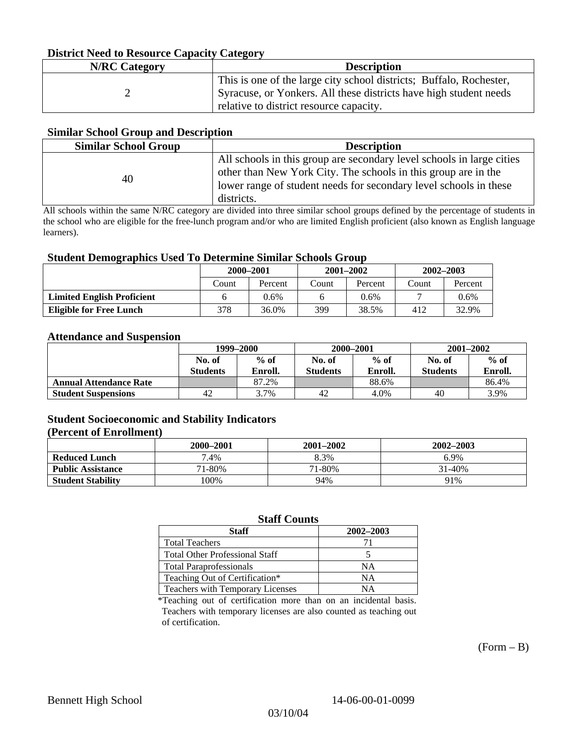### District Need to Resource Capacity Category

| N/RC Category | Description |
|---|---|
| 2 | This is one of the large city school districts; Buffalo, Rochester, Syracuse, or Yonkers. All these districts have high student needs relative to district resource capacity. |

### Similar School Group and Description

| Similar School Group | Description |
|---|---|
| 40 | All schools in this group are secondary level schools in large cities other than New York City. The schools in this group are in the lower range of student needs for secondary level schools in these districts. |

All schools within the same N/RC category are divided into three similar school groups defined by the percentage of students in the school who are eligible for the free-lunch program and/or who are limited English proficient (also known as English language learners).

### Student Demographics Used To Determine Similar Schools Group

| | 2000–2001 | | 2001–2002 | | 2002–2003 | |
|---|---|---|---|---|---|---|
| | Count | Percent | Count | Percent | Count | Percent |
| **Limited English Proficient** | 6 | 0.6% | 6 | 0.6% | 7 | 0.6% |
| **Eligible for Free Lunch** | 378 | 36.0% | 399 | 38.5% | 412 | 32.9% |

### Attendance and Suspension

| | 1999–2000 | | 2000–2001 | | 2001–2002 | |
|---|---|---|---|---|---|---|
| | No. of Students | % of Enroll. | No. of Students | % of Enroll. | No. of Students | % of Enroll. |
| **Annual Attendance Rate** | | 87.2% | | 88.6% | | 86.4% |
| **Student Suspensions** | 42 | 3.7% | 42 | 4.0% | 40 | 3.9% |

### Student Socioeconomic and Stability Indicators (Percent of Enrollment)

| | 2000–2001 | 2001–2002 | 2002–2003 |
|---|---|---|---|
| **Reduced Lunch** | 7.4% | 8.3% | 6.9% |
| **Public Assistance** | 71-80% | 71-80% | 31-40% |
| **Student Stability** | 100% | 94% | 91% |

### Staff Counts

| Staff | 2002–2003 |
|---|---|
| Total Teachers | 71 |
| Total Other Professional Staff | 5 |
| Total Paraprofessionals | NA |
| Teaching Out of Certification* | NA |
| Teachers with Temporary Licenses | NA |

*Teaching out of certification more than on an incidental basis. Teachers with temporary licenses are also counted as teaching out of certification.

(Form – B)

Bennett High School 14-06-00-01-0099

03/10/04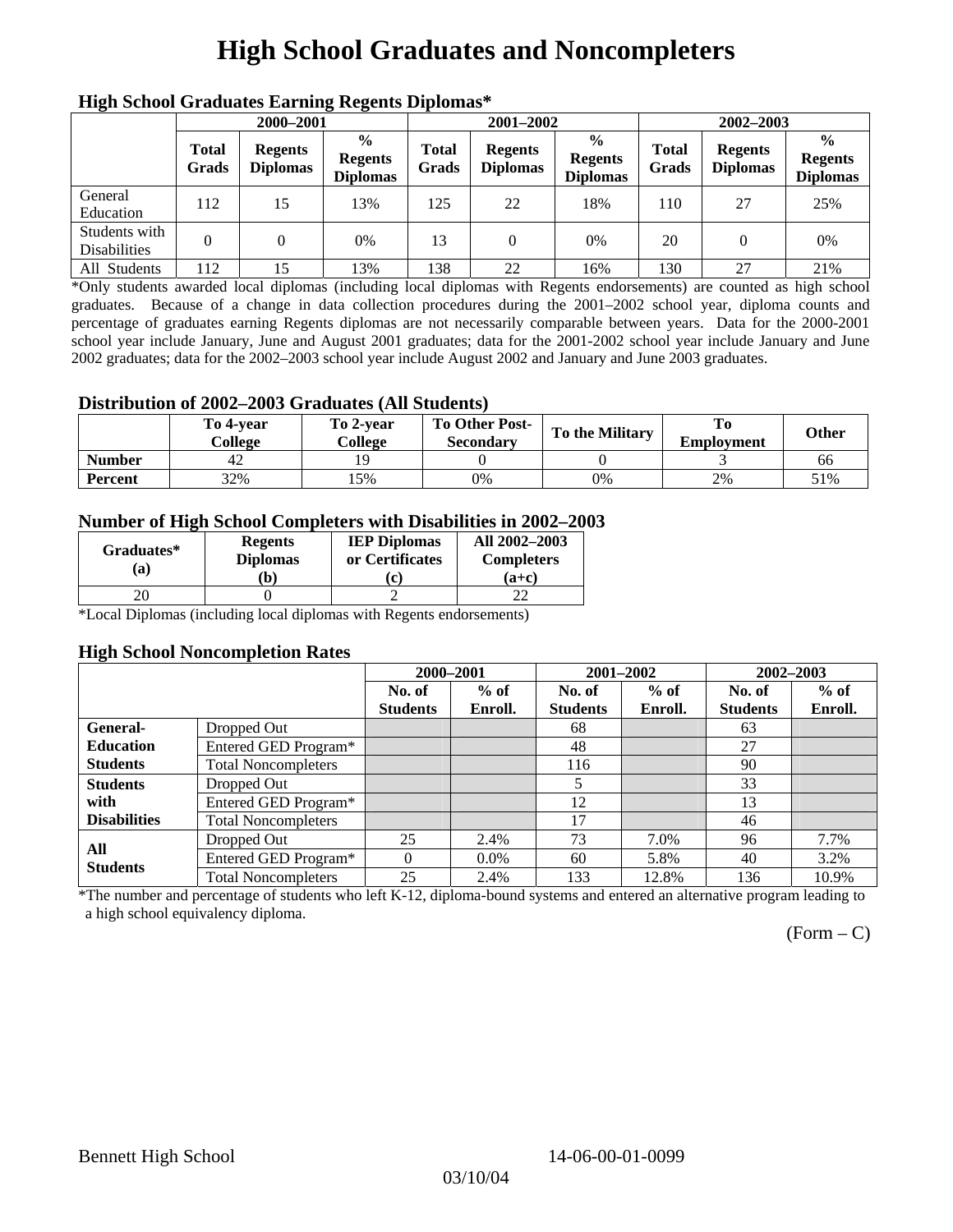# High School Graduates and Noncompleters

### High School Graduates Earning Regents Diplomas*

| | 2000–2001 | | | 2001–2002 | | | 2002–2003 | | |
|---|---|---|---|---|---|---|---|---|---|
| | Total Grads | Regents Diplomas | % Regents Diplomas | Total Grads | Regents Diplomas | % Regents Diplomas | Total Grads | Regents Diplomas | % Regents Diplomas |
| General Education | 112 | 15 | 13% | 125 | 22 | 18% | 110 | 27 | 25% |
| Students with Disabilities | 0 | 0 | 0% | 13 | 0 | 0% | 20 | 0 | 0% |
| All Students | 112 | 15 | 13% | 138 | 22 | 16% | 130 | 27 | 21% |

*Only students awarded local diplomas (including local diplomas with Regents endorsements) are counted as high school graduates. Because of a change in data collection procedures during the 2001–2002 school year, diploma counts and percentage of graduates earning Regents diplomas are not necessarily comparable between years. Data for the 2000-2001 school year include January, June and August 2001 graduates; data for the 2001-2002 school year include January and June 2002 graduates; data for the 2002–2003 school year include August 2002 and January and June 2003 graduates.

### Distribution of 2002–2003 Graduates (All Students)

| | To 4-year College | To 2-year College | To Other Post-Secondary | To the Military | To Employment | Other |
|---|---|---|---|---|---|---|
| Number | 42 | 19 | 0 | 0 | 3 | 66 |
| Percent | 32% | 15% | 0% | 0% | 2% | 51% |

### Number of High School Completers with Disabilities in 2002–2003

| Graduates* (a) | Regents Diplomas (b) | IEP Diplomas or Certificates (c) | All 2002–2003 Completers (a+c) |
|---|---|---|---|
| 20 | 0 | 2 | 22 |

*Local Diplomas (including local diplomas with Regents endorsements)

### High School Noncompletion Rates

| | | 2000–2001 | | 2001–2002 | | 2002–2003 | |
|---|---|---|---|---|---|---|---|
| | | No. of Students | % of Enroll. | No. of Students | % of Enroll. | No. of Students | % of Enroll. |
| General-Education Students | Dropped Out | | | 68 | | 63 | |
| | Entered GED Program* | | | 48 | | 27 | |
| | Total Noncompleters | | | 116 | | 90 | |
| Students with Disabilities | Dropped Out | | | 5 | | 33 | |
| | Entered GED Program* | | | 12 | | 13 | |
| | Total Noncompleters | | | 17 | | 46 | |
| All Students | Dropped Out | 25 | 2.4% | 73 | 7.0% | 96 | 7.7% |
| | Entered GED Program* | 0 | 0.0% | 60 | 5.8% | 40 | 3.2% |
| | Total Noncompleters | 25 | 2.4% | 133 | 12.8% | 136 | 10.9% |

*The number and percentage of students who left K-12, diploma-bound systems and entered an alternative program leading to a high school equivalency diploma.

(Form – C)

Bennett High School 14-06-00-01-0099

03/10/04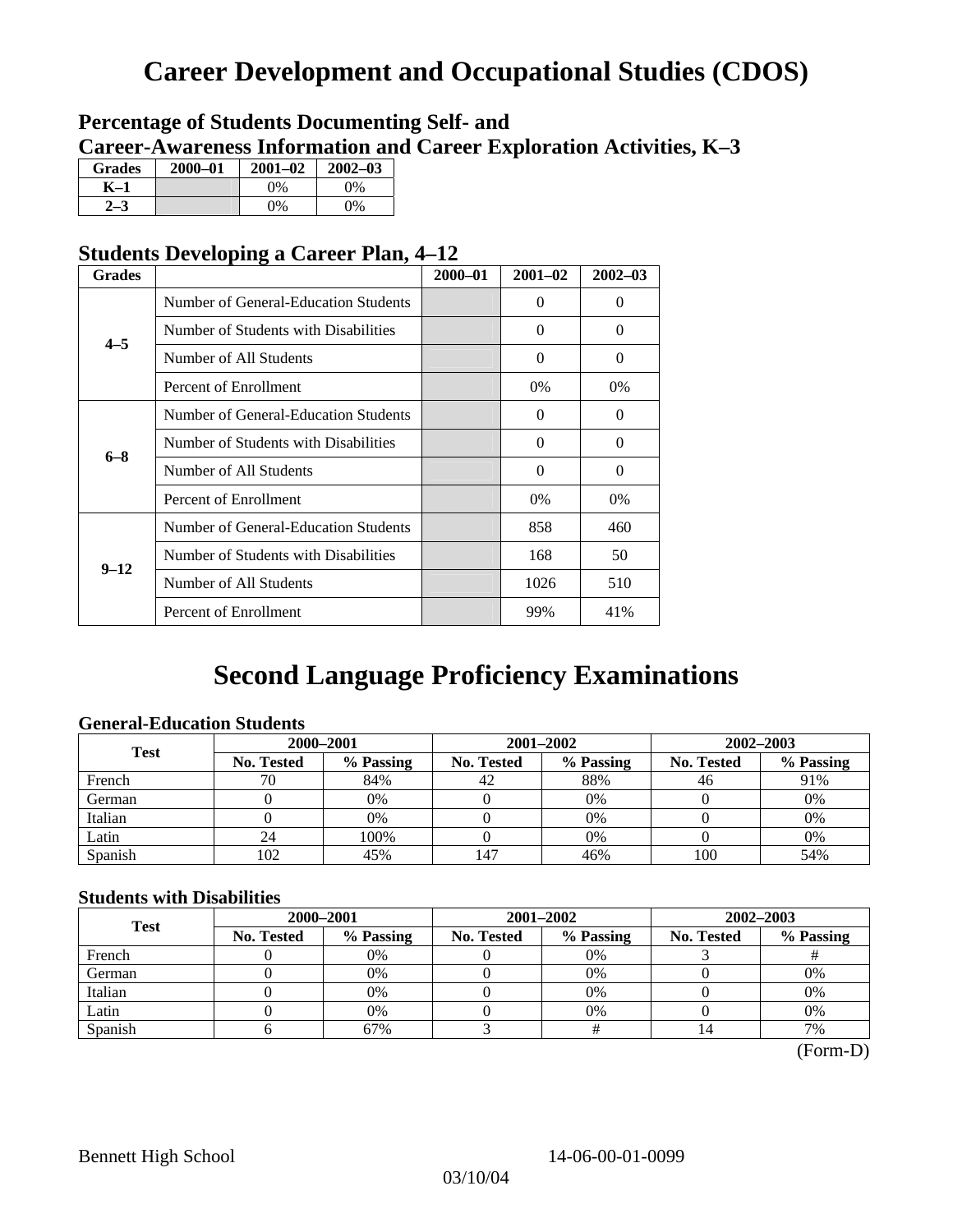# Career Development and Occupational Studies (CDOS)

## Percentage of Students Documenting Self- and Career-Awareness Information and Career Exploration Activities, K–3

| Grades | 2000–01 | 2001–02 | 2002–03 |
|---|---|---|---|
| K–1 | | 0% | 0% |
| 2–3 | | 0% | 0% |

## Students Developing a Career Plan, 4–12

| Grades | | 2000–01 | 2001–02 | 2002–03 |
|---|---|---|---|---|
| 4–5 | Number of General-Education Students | | 0 | 0 |
| | Number of Students with Disabilities | | 0 | 0 |
| | Number of All Students | | 0 | 0 |
| | Percent of Enrollment | | 0% | 0% |
| 6–8 | Number of General-Education Students | | 0 | 0 |
| | Number of Students with Disabilities | | 0 | 0 |
| | Number of All Students | | 0 | 0 |
| | Percent of Enrollment | | 0% | 0% |
| 9–12 | Number of General-Education Students | | 858 | 460 |
| | Number of Students with Disabilities | | 168 | 50 |
| | Number of All Students | | 1026 | 510 |
| | Percent of Enrollment | | 99% | 41% |

# Second Language Proficiency Examinations

### General-Education Students

| Test | 2000–2001 | | 2001–2002 | | 2002–2003 | |
|---|---|---|---|---|---|---|
| | No. Tested | % Passing | No. Tested | % Passing | No. Tested | % Passing |
| French | 70 | 84% | 42 | 88% | 46 | 91% |
| German | 0 | 0% | 0 | 0% | 0 | 0% |
| Italian | 0 | 0% | 0 | 0% | 0 | 0% |
| Latin | 24 | 100% | 0 | 0% | 0 | 0% |
| Spanish | 102 | 45% | 147 | 46% | 100 | 54% |

### Students with Disabilities

| Test | 2000–2001 | | 2001–2002 | | 2002–2003 | |
|---|---|---|---|---|---|---|
| | No. Tested | % Passing | No. Tested | % Passing | No. Tested | % Passing |
| French | 0 | 0% | 0 | 0% | 3 | # |
| German | 0 | 0% | 0 | 0% | 0 | 0% |
| Italian | 0 | 0% | 0 | 0% | 0 | 0% |
| Latin | 0 | 0% | 0 | 0% | 0 | 0% |
| Spanish | 6 | 67% | 3 | # | 14 | 7% |

(Form-D)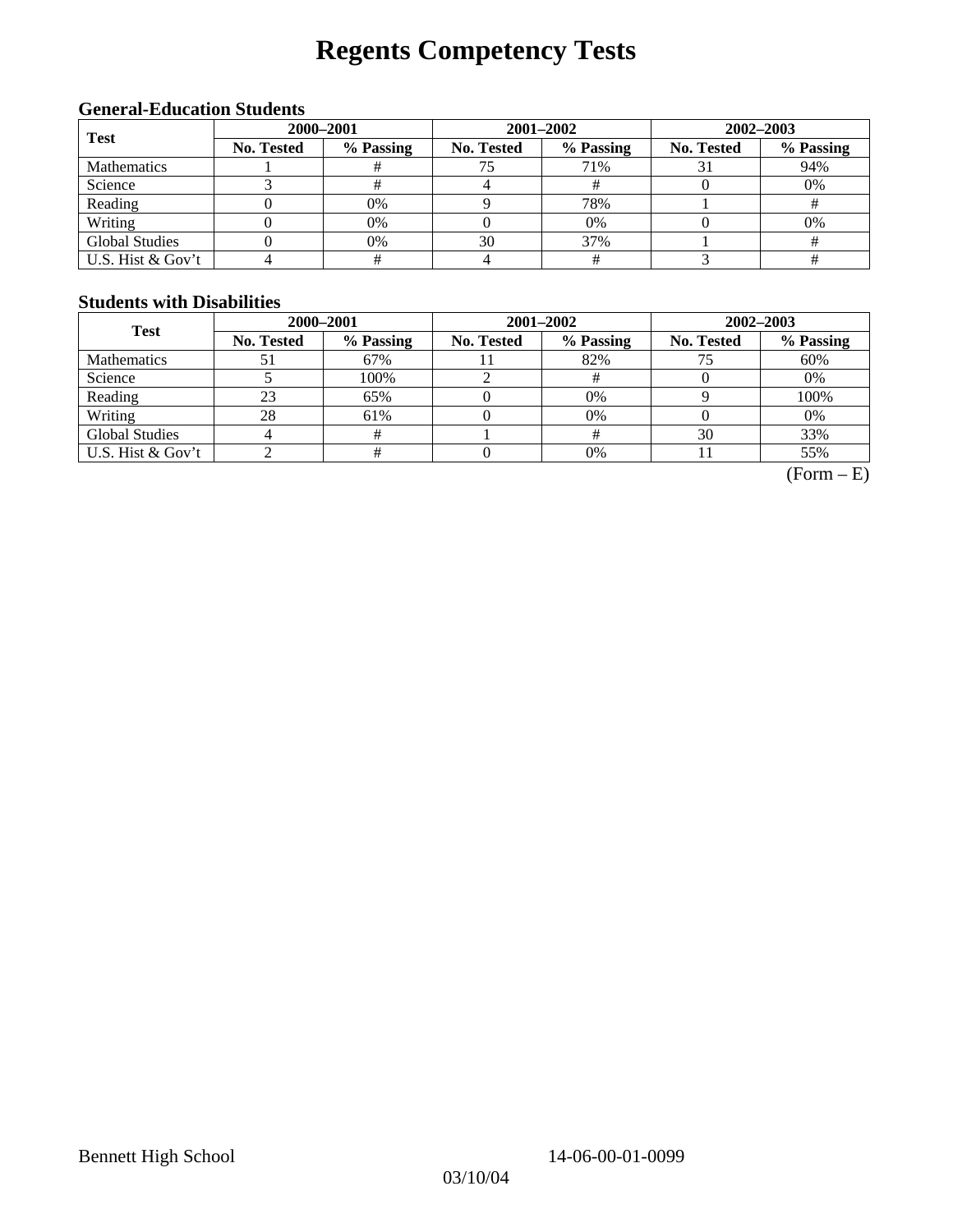# Regents Competency Tests

### General-Education Students

| Test | 2000–2001 | | 2001–2002 | | 2002–2003 | |
|---|---|---|---|---|---|---|
| | No. Tested | % Passing | No. Tested | % Passing | No. Tested | % Passing |
| Mathematics | 1 | # | 75 | 71% | 31 | 94% |
| Science | 3 | # | 4 | # | 0 | 0% |
| Reading | 0 | 0% | 9 | 78% | 1 | # |
| Writing | 0 | 0% | 0 | 0% | 0 | 0% |
| Global Studies | 0 | 0% | 30 | 37% | 1 | # |
| U.S. Hist & Gov't | 4 | # | 4 | # | 3 | # |

### Students with Disabilities

| Test | 2000–2001 | | 2001–2002 | | 2002–2003 | |
|---|---|---|---|---|---|---|
| | No. Tested | % Passing | No. Tested | % Passing | No. Tested | % Passing |
| Mathematics | 51 | 67% | 11 | 82% | 75 | 60% |
| Science | 5 | 100% | 2 | # | 0 | 0% |
| Reading | 23 | 65% | 0 | 0% | 9 | 100% |
| Writing | 28 | 61% | 0 | 0% | 0 | 0% |
| Global Studies | 4 | # | 1 | # | 30 | 33% |
| U.S. Hist & Gov't | 2 | # | 0 | 0% | 11 | 55% |

(Form – E)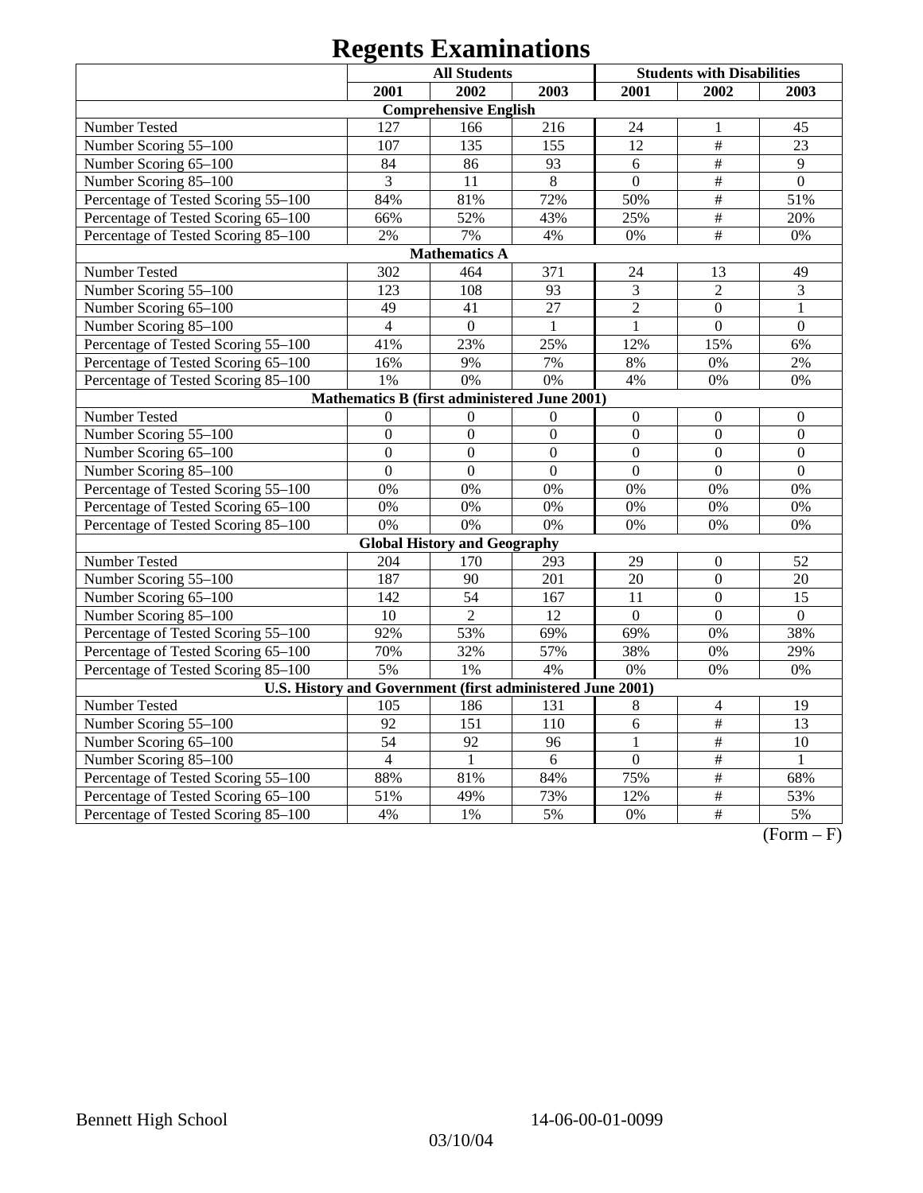# Regents Examinations

| | All Students | | | Students with Disabilities | | |
|---|---|---|---|---|---|---|
| | 2001 | 2002 | 2003 | 2001 | 2002 | 2003 |
| **Comprehensive English** | | | | | | |
| Number Tested | 127 | 166 | 216 | 24 | 1 | 45 |
| Number Scoring 55–100 | 107 | 135 | 155 | 12 | # | 23 |
| Number Scoring 65–100 | 84 | 86 | 93 | 6 | # | 9 |
| Number Scoring 85–100 | 3 | 11 | 8 | 0 | # | 0 |
| Percentage of Tested Scoring 55–100 | 84% | 81% | 72% | 50% | # | 51% |
| Percentage of Tested Scoring 65–100 | 66% | 52% | 43% | 25% | # | 20% |
| Percentage of Tested Scoring 85–100 | 2% | 7% | 4% | 0% | # | 0% |
| **Mathematics A** | | | | | | |
| Number Tested | 302 | 464 | 371 | 24 | 13 | 49 |
| Number Scoring 55–100 | 123 | 108 | 93 | 3 | 2 | 3 |
| Number Scoring 65–100 | 49 | 41 | 27 | 2 | 0 | 1 |
| Number Scoring 85–100 | 4 | 0 | 1 | 1 | 0 | 0 |
| Percentage of Tested Scoring 55–100 | 41% | 23% | 25% | 12% | 15% | 6% |
| Percentage of Tested Scoring 65–100 | 16% | 9% | 7% | 8% | 0% | 2% |
| Percentage of Tested Scoring 85–100 | 1% | 0% | 0% | 4% | 0% | 0% |
| **Mathematics B (first administered June 2001)** | | | | | | |
| Number Tested | 0 | 0 | 0 | 0 | 0 | 0 |
| Number Scoring 55–100 | 0 | 0 | 0 | 0 | 0 | 0 |
| Number Scoring 65–100 | 0 | 0 | 0 | 0 | 0 | 0 |
| Number Scoring 85–100 | 0 | 0 | 0 | 0 | 0 | 0 |
| Percentage of Tested Scoring 55–100 | 0% | 0% | 0% | 0% | 0% | 0% |
| Percentage of Tested Scoring 65–100 | 0% | 0% | 0% | 0% | 0% | 0% |
| Percentage of Tested Scoring 85–100 | 0% | 0% | 0% | 0% | 0% | 0% |
| **Global History and Geography** | | | | | | |
| Number Tested | 204 | 170 | 293 | 29 | 0 | 52 |
| Number Scoring 55–100 | 187 | 90 | 201 | 20 | 0 | 20 |
| Number Scoring 65–100 | 142 | 54 | 167 | 11 | 0 | 15 |
| Number Scoring 85–100 | 10 | 2 | 12 | 0 | 0 | 0 |
| Percentage of Tested Scoring 55–100 | 92% | 53% | 69% | 69% | 0% | 38% |
| Percentage of Tested Scoring 65–100 | 70% | 32% | 57% | 38% | 0% | 29% |
| Percentage of Tested Scoring 85–100 | 5% | 1% | 4% | 0% | 0% | 0% |
| **U.S. History and Government (first administered June 2001)** | | | | | | |
| Number Tested | 105 | 186 | 131 | 8 | 4 | 19 |
| Number Scoring 55–100 | 92 | 151 | 110 | 6 | # | 13 |
| Number Scoring 65–100 | 54 | 92 | 96 | 1 | # | 10 |
| Number Scoring 85–100 | 4 | 1 | 6 | 0 | # | 1 |
| Percentage of Tested Scoring 55–100 | 88% | 81% | 84% | 75% | # | 68% |
| Percentage of Tested Scoring 65–100 | 51% | 49% | 73% | 12% | # | 53% |
| Percentage of Tested Scoring 85–100 | 4% | 1% | 5% | 0% | # | 5% |

(Form – F)

Bennett High School 14-06-00-01-0099

03/10/04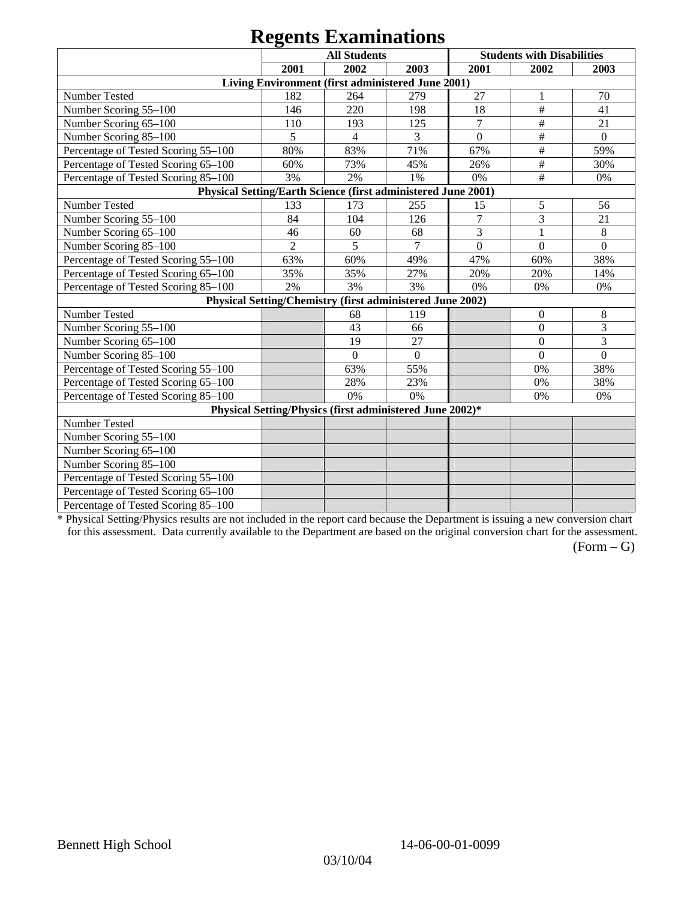# Regents Examinations

| | All Students | | | Students with Disabilities | | |
|---|---|---|---|---|---|---|
| | 2001 | 2002 | 2003 | 2001 | 2002 | 2003 |
| **Living Environment (first administered June 2001)** | | | | | | |
| Number Tested | 182 | 264 | 279 | 27 | 1 | 70 |
| Number Scoring 55–100 | 146 | 220 | 198 | 18 | # | 41 |
| Number Scoring 65–100 | 110 | 193 | 125 | 7 | # | 21 |
| Number Scoring 85–100 | 5 | 4 | 3 | 0 | # | 0 |
| Percentage of Tested Scoring 55–100 | 80% | 83% | 71% | 67% | # | 59% |
| Percentage of Tested Scoring 65–100 | 60% | 73% | 45% | 26% | # | 30% |
| Percentage of Tested Scoring 85–100 | 3% | 2% | 1% | 0% | # | 0% |
| **Physical Setting/Earth Science (first administered June 2001)** | | | | | | |
| Number Tested | 133 | 173 | 255 | 15 | 5 | 56 |
| Number Scoring 55–100 | 84 | 104 | 126 | 7 | 3 | 21 |
| Number Scoring 65–100 | 46 | 60 | 68 | 3 | 1 | 8 |
| Number Scoring 85–100 | 2 | 5 | 7 | 0 | 0 | 0 |
| Percentage of Tested Scoring 55–100 | 63% | 60% | 49% | 47% | 60% | 38% |
| Percentage of Tested Scoring 65–100 | 35% | 35% | 27% | 20% | 20% | 14% |
| Percentage of Tested Scoring 85–100 | 2% | 3% | 3% | 0% | 0% | 0% |
| **Physical Setting/Chemistry (first administered June 2002)** | | | | | | |
| Number Tested | | 68 | 119 | | 0 | 8 |
| Number Scoring 55–100 | | 43 | 66 | | 0 | 3 |
| Number Scoring 65–100 | | 19 | 27 | | 0 | 3 |
| Number Scoring 85–100 | | 0 | 0 | | 0 | 0 |
| Percentage of Tested Scoring 55–100 | | 63% | 55% | | 0% | 38% |
| Percentage of Tested Scoring 65–100 | | 28% | 23% | | 0% | 38% |
| Percentage of Tested Scoring 85–100 | | 0% | 0% | | 0% | 0% |
| **Physical Setting/Physics (first administered June 2002)*** | | | | | | |
| Number Tested | | | | | | |
| Number Scoring 55–100 | | | | | | |
| Number Scoring 65–100 | | | | | | |
| Number Scoring 85–100 | | | | | | |
| Percentage of Tested Scoring 55–100 | | | | | | |
| Percentage of Tested Scoring 65–100 | | | | | | |
| Percentage of Tested Scoring 85–100 | | | | | | |

* Physical Setting/Physics results are not included in the report card because the Department is issuing a new conversion chart for this assessment. Data currently available to the Department are based on the original conversion chart for the assessment.

(Form – G)

Bennett High School 14-06-00-01-0099

03/10/04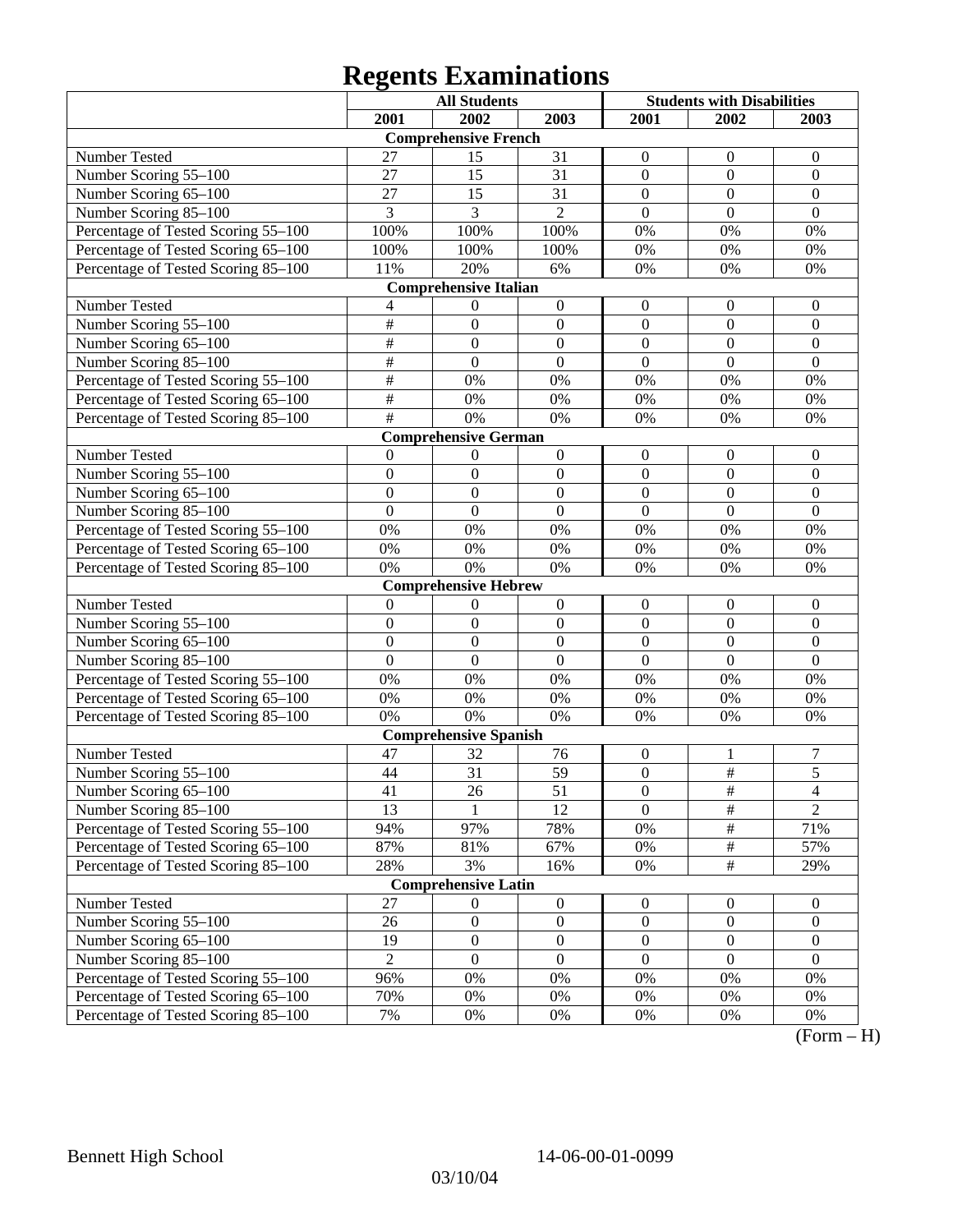# Regents Examinations

| | All Students | | | Students with Disabilities | | |
|---|---|---|---|---|---|---|
| | 2001 | 2002 | 2003 | 2001 | 2002 | 2003 |
| **Comprehensive French** | | | | | | |
| Number Tested | 27 | 15 | 31 | 0 | 0 | 0 |
| Number Scoring 55–100 | 27 | 15 | 31 | 0 | 0 | 0 |
| Number Scoring 65–100 | 27 | 15 | 31 | 0 | 0 | 0 |
| Number Scoring 85–100 | 3 | 3 | 2 | 0 | 0 | 0 |
| Percentage of Tested Scoring 55–100 | 100% | 100% | 100% | 0% | 0% | 0% |
| Percentage of Tested Scoring 65–100 | 100% | 100% | 100% | 0% | 0% | 0% |
| Percentage of Tested Scoring 85–100 | 11% | 20% | 6% | 0% | 0% | 0% |
| **Comprehensive Italian** | | | | | | |
| Number Tested | 4 | 0 | 0 | 0 | 0 | 0 |
| Number Scoring 55–100 | # | 0 | 0 | 0 | 0 | 0 |
| Number Scoring 65–100 | # | 0 | 0 | 0 | 0 | 0 |
| Number Scoring 85–100 | # | 0 | 0 | 0 | 0 | 0 |
| Percentage of Tested Scoring 55–100 | # | 0% | 0% | 0% | 0% | 0% |
| Percentage of Tested Scoring 65–100 | # | 0% | 0% | 0% | 0% | 0% |
| Percentage of Tested Scoring 85–100 | # | 0% | 0% | 0% | 0% | 0% |
| **Comprehensive German** | | | | | | |
| Number Tested | 0 | 0 | 0 | 0 | 0 | 0 |
| Number Scoring 55–100 | 0 | 0 | 0 | 0 | 0 | 0 |
| Number Scoring 65–100 | 0 | 0 | 0 | 0 | 0 | 0 |
| Number Scoring 85–100 | 0 | 0 | 0 | 0 | 0 | 0 |
| Percentage of Tested Scoring 55–100 | 0% | 0% | 0% | 0% | 0% | 0% |
| Percentage of Tested Scoring 65–100 | 0% | 0% | 0% | 0% | 0% | 0% |
| Percentage of Tested Scoring 85–100 | 0% | 0% | 0% | 0% | 0% | 0% |
| **Comprehensive Hebrew** | | | | | | |
| Number Tested | 0 | 0 | 0 | 0 | 0 | 0 |
| Number Scoring 55–100 | 0 | 0 | 0 | 0 | 0 | 0 |
| Number Scoring 65–100 | 0 | 0 | 0 | 0 | 0 | 0 |
| Number Scoring 85–100 | 0 | 0 | 0 | 0 | 0 | 0 |
| Percentage of Tested Scoring 55–100 | 0% | 0% | 0% | 0% | 0% | 0% |
| Percentage of Tested Scoring 65–100 | 0% | 0% | 0% | 0% | 0% | 0% |
| Percentage of Tested Scoring 85–100 | 0% | 0% | 0% | 0% | 0% | 0% |
| **Comprehensive Spanish** | | | | | | |
| Number Tested | 47 | 32 | 76 | 0 | 1 | 7 |
| Number Scoring 55–100 | 44 | 31 | 59 | 0 | # | 5 |
| Number Scoring 65–100 | 41 | 26 | 51 | 0 | # | 4 |
| Number Scoring 85–100 | 13 | 1 | 12 | 0 | # | 2 |
| Percentage of Tested Scoring 55–100 | 94% | 97% | 78% | 0% | # | 71% |
| Percentage of Tested Scoring 65–100 | 87% | 81% | 67% | 0% | # | 57% |
| Percentage of Tested Scoring 85–100 | 28% | 3% | 16% | 0% | # | 29% |
| **Comprehensive Latin** | | | | | | |
| Number Tested | 27 | 0 | 0 | 0 | 0 | 0 |
| Number Scoring 55–100 | 26 | 0 | 0 | 0 | 0 | 0 |
| Number Scoring 65–100 | 19 | 0 | 0 | 0 | 0 | 0 |
| Number Scoring 85–100 | 2 | 0 | 0 | 0 | 0 | 0 |
| Percentage of Tested Scoring 55–100 | 96% | 0% | 0% | 0% | 0% | 0% |
| Percentage of Tested Scoring 65–100 | 70% | 0% | 0% | 0% | 0% | 0% |
| Percentage of Tested Scoring 85–100 | 7% | 0% | 0% | 0% | 0% | 0% |

(Form – H)

Bennett High School 14-06-00-01-0099

03/10/04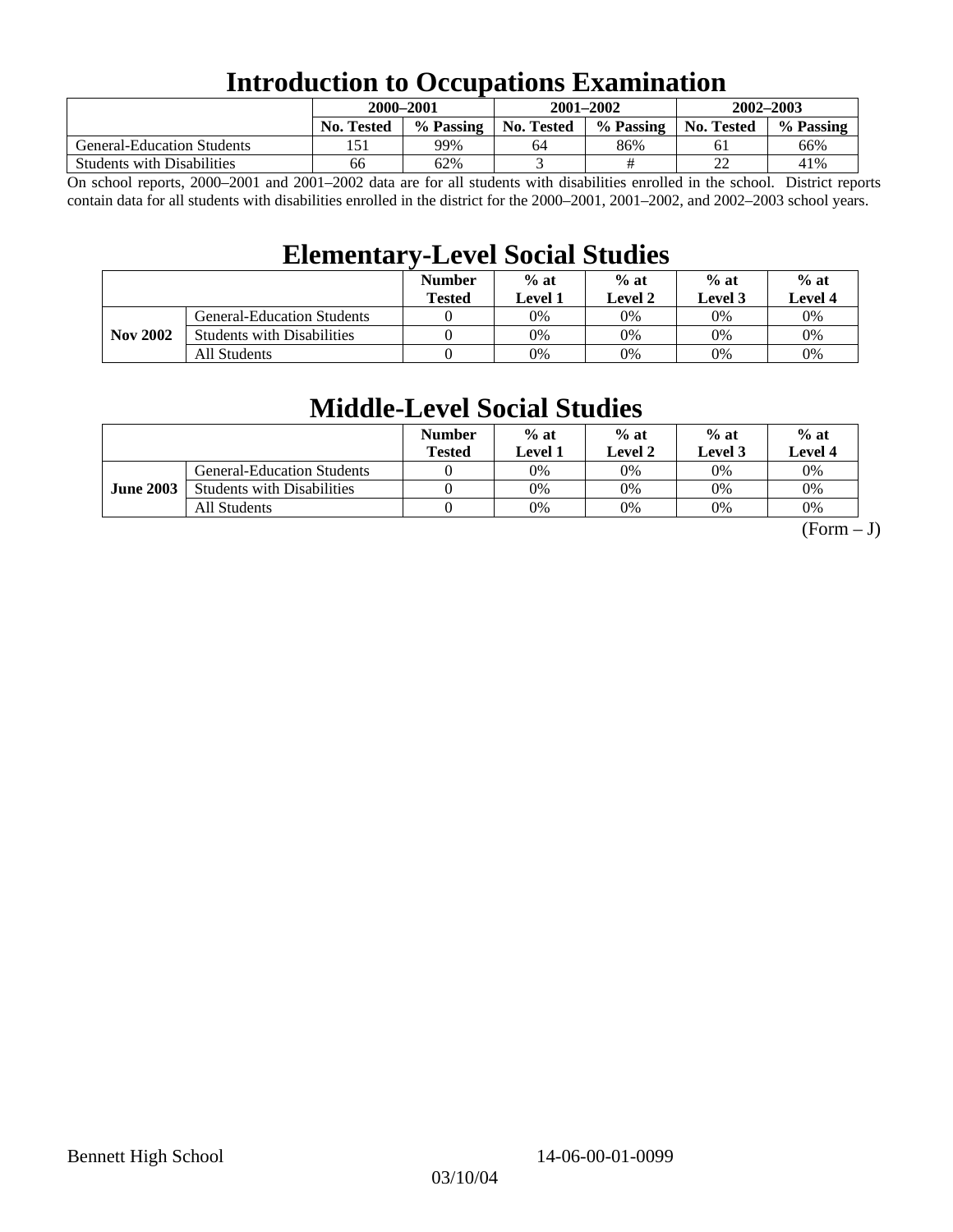# Introduction to Occupations Examination

| | 2000–2001 | | 2001–2002 | | 2002–2003 | |
|---|---|---|---|---|---|---|
| | No. Tested | % Passing | No. Tested | % Passing | No. Tested | % Passing |
| General-Education Students | 151 | 99% | 64 | 86% | 61 | 66% |
| Students with Disabilities | 66 | 62% | 3 | # | 22 | 41% |

On school reports, 2000–2001 and 2001–2002 data are for all students with disabilities enrolled in the school. District reports contain data for all students with disabilities enrolled in the district for the 2000–2001, 2001–2002, and 2002–2003 school years.

# Elementary-Level Social Studies

| | | Number Tested | % at Level 1 | % at Level 2 | % at Level 3 | % at Level 4 |
|---|---|---|---|---|---|---|
| **Nov 2002** | General-Education Students | 0 | 0% | 0% | 0% | 0% |
| | Students with Disabilities | 0 | 0% | 0% | 0% | 0% |
| | All Students | 0 | 0% | 0% | 0% | 0% |

# Middle-Level Social Studies

| | | Number Tested | % at Level 1 | % at Level 2 | % at Level 3 | % at Level 4 |
|---|---|---|---|---|---|---|
| **June 2003** | General-Education Students | 0 | 0% | 0% | 0% | 0% |
| | Students with Disabilities | 0 | 0% | 0% | 0% | 0% |
| | All Students | 0 | 0% | 0% | 0% | 0% |

(Form – J)

Bennett High School 14-06-00-01-0099

03/10/04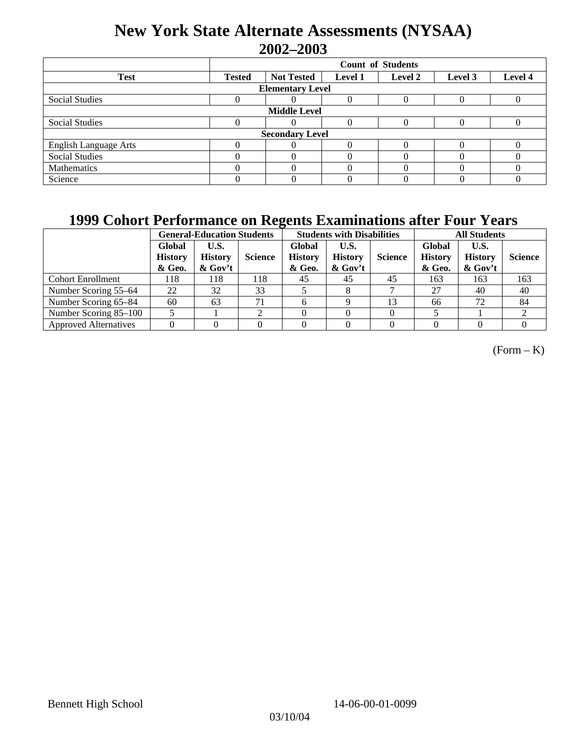# New York State Alternate Assessments (NYSAA)
## 2002–2003

| | Count of Students | | | | | |
|---|---|---|---|---|---|---|
| **Test** | **Tested** | **Not Tested** | **Level 1** | **Level 2** | **Level 3** | **Level 4** |
| **Elementary Level** | | | | | | |
| Social Studies | 0 | 0 | 0 | 0 | 0 | 0 |
| **Middle Level** | | | | | | |
| Social Studies | 0 | 0 | 0 | 0 | 0 | 0 |
| **Secondary Level** | | | | | | |
| English Language Arts | 0 | 0 | 0 | 0 | 0 | 0 |
| Social Studies | 0 | 0 | 0 | 0 | 0 | 0 |
| Mathematics | 0 | 0 | 0 | 0 | 0 | 0 |
| Science | 0 | 0 | 0 | 0 | 0 | 0 |

# 1999 Cohort Performance on Regents Examinations after Four Years

| | General-Education Students | | | Students with Disabilities | | | All Students | | |
|---|---|---|---|---|---|---|---|---|---|
| | **Global History & Geo.** | **U.S. History & Gov't** | **Science** | **Global History & Geo.** | **U.S. History & Gov't** | **Science** | **Global History & Geo.** | **U.S. History & Gov't** | **Science** |
| Cohort Enrollment | 118 | 118 | 118 | 45 | 45 | 45 | 163 | 163 | 163 |
| Number Scoring 55–64 | 22 | 32 | 33 | 5 | 8 | 7 | 27 | 40 | 40 |
| Number Scoring 65–84 | 60 | 63 | 71 | 6 | 9 | 13 | 66 | 72 | 84 |
| Number Scoring 85–100 | 5 | 1 | 2 | 0 | 0 | 0 | 5 | 1 | 2 |
| Approved Alternatives | 0 | 0 | 0 | 0 | 0 | 0 | 0 | 0 | 0 |

(Form – K)

Bennett High School 14-06-00-01-0099

03/10/04